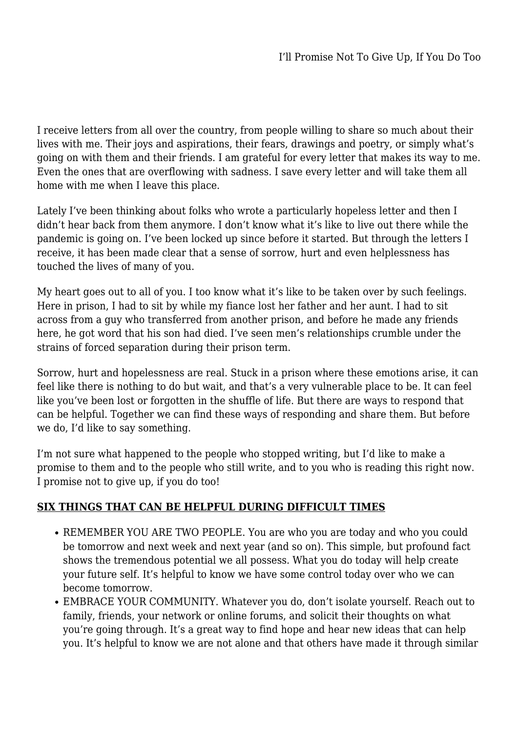# I'll Promise Not To Give Up, If You Do Too

I receive letters from all over the country, from people willing to share so much about their lives with me. Their joys and aspirations, their fears, drawings and poetry, or simply what's going on with them and their friends. I am grateful for every letter that makes its way to me. Even the ones that are overflowing with sadness. I save every letter and will take them all home with me when I leave this place.

Lately I've been thinking about folks who wrote a particularly hopeless letter and then I didn't hear back from them anymore. I don't know what it's like to live out there while the pandemic is going on. I've been locked up since before it started. But through the letters I receive, it has been made clear that a sense of sorrow, hurt and even helplessness has touched the lives of many of you.

My heart goes out to all of you. I too know what it's like to be taken over by such feelings. Here in prison, I had to sit by while my fiance lost her father and her aunt. I had to sit across from a guy who transferred from another prison, and before he made any friends here, he got word that his son had died. I've seen men's relationships crumble under the strains of forced separation during their prison term.

Sorrow, hurt and hopelessness are real. Stuck in a prison where these emotions arise, it can feel like there is nothing to do but wait, and that's a very vulnerable place to be. It can feel like you've been lost or forgotten in the shuffle of life. But there are ways to respond that can be helpful. Together we can find these ways of responding and share them. But before we do, I'd like to say something.

I'm not sure what happened to the people who stopped writing, but I'd like to make a promise to them and to the people who still write, and to you who is reading this right now. I promise not to give up, if you do too!

## SIX THINGS THAT CAN BE HELPFUL DURING DIFFICULT TIMES

- REMEMBER YOU ARE TWO PEOPLE. You are who you are today and who you could be tomorrow and next week and next year (and so on). This simple, but profound fact shows the tremendous potential we all possess. What you do today will help create your future self. It's helpful to know we have some control today over who we can become tomorrow.
- EMBRACE YOUR COMMUNITY. Whatever you do, don't isolate yourself. Reach out to family, friends, your network or online forums, and solicit their thoughts on what you're going through. It's a great way to find hope and hear new ideas that can help you. It's helpful to know we are not alone and that others have made it through similar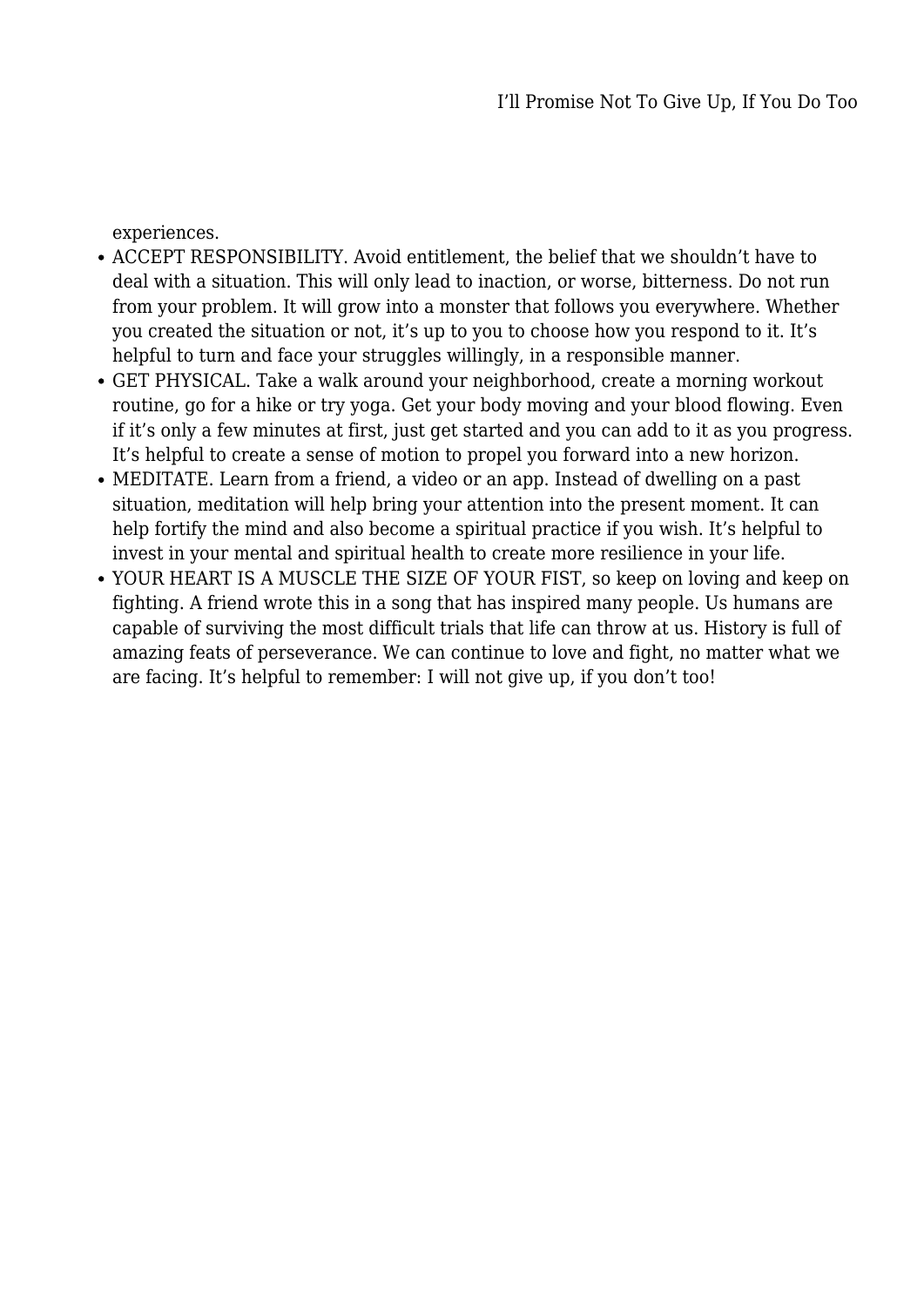experiences.

- ACCEPT RESPONSIBILITY. Avoid entitlement, the belief that we shouldn't have to deal with a situation. This will only lead to inaction, or worse, bitterness. Do not run from your problem. It will grow into a monster that follows you everywhere. Whether you created the situation or not, it's up to you to choose how you respond to it. It's helpful to turn and face your struggles willingly, in a responsible manner.
- GET PHYSICAL. Take a walk around your neighborhood, create a morning workout routine, go for a hike or try yoga. Get your body moving and your blood flowing. Even if it's only a few minutes at first, just get started and you can add to it as you progress. It's helpful to create a sense of motion to propel you forward into a new horizon.
- MEDITATE. Learn from a friend, a video or an app. Instead of dwelling on a past situation, meditation will help bring your attention into the present moment. It can help fortify the mind and also become a spiritual practice if you wish. It's helpful to invest in your mental and spiritual health to create more resilience in your life.
- YOUR HEART IS A MUSCLE THE SIZE OF YOUR FIST, so keep on loving and keep on fighting. A friend wrote this in a song that has inspired many people. Us humans are capable of surviving the most difficult trials that life can throw at us. History is full of amazing feats of perseverance. We can continue to love and fight, no matter what we are facing. It's helpful to remember: I will not give up, if you don't too!